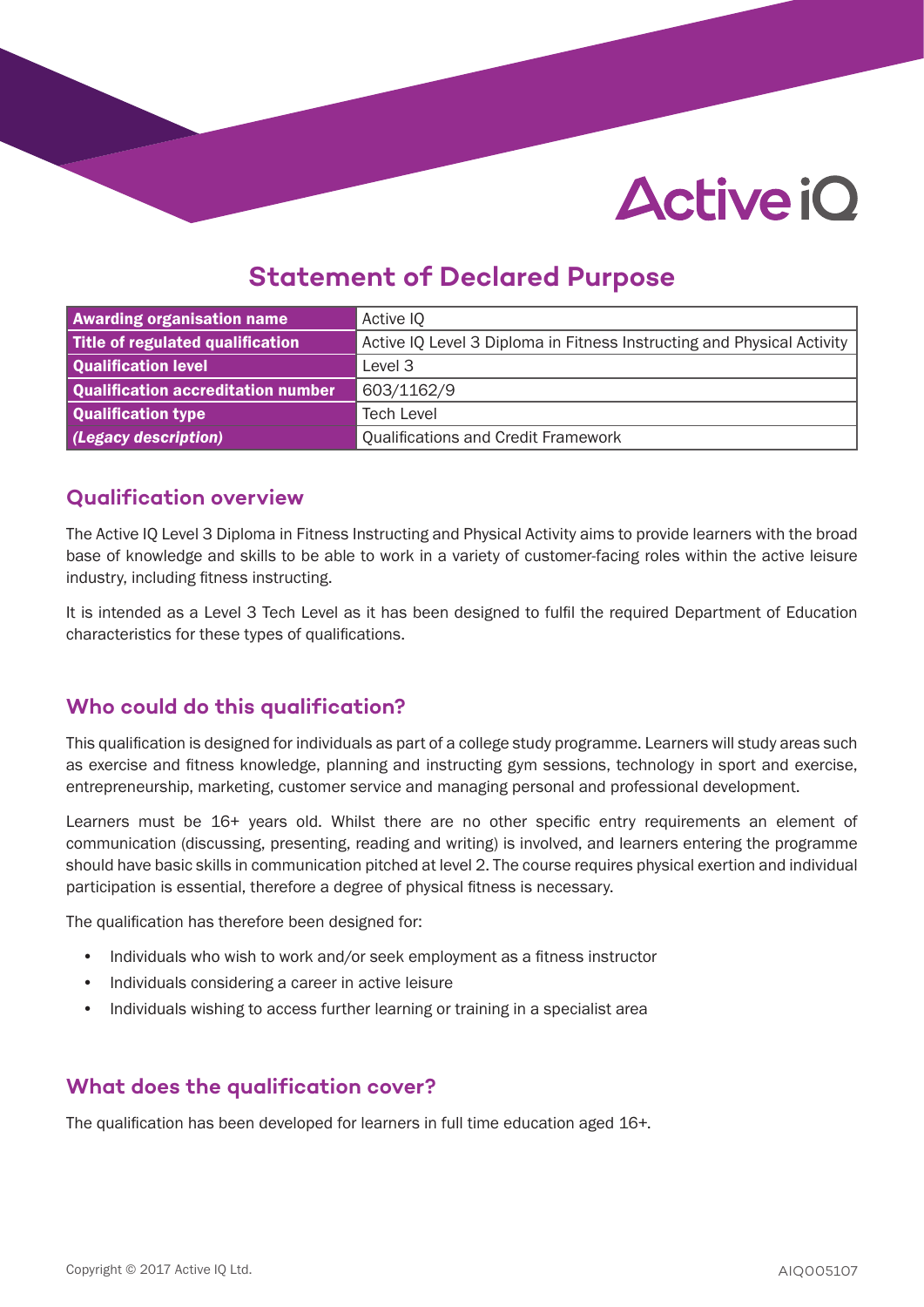# Statement of Declared Purpose

| Awarding organisation name | Active IQ |
|---|---|
| Title of regulated qualification | Active IQ Level 3 Diploma in Fitness Instructing and Physical Activity |
| Qualification level | Level 3 |
| Qualification accreditation number | 603/1162/9 |
| Qualification type | Tech Level |
| *(Legacy description)* | Qualifications and Credit Framework |

## Qualification overview

The Active IQ Level 3 Diploma in Fitness Instructing and Physical Activity aims to provide learners with the broad base of knowledge and skills to be able to work in a variety of customer-facing roles within the active leisure industry, including fitness instructing.

It is intended as a Level 3 Tech Level as it has been designed to fulfil the required Department of Education characteristics for these types of qualifications.

## Who could do this qualification?

This qualification is designed for individuals as part of a college study programme. Learners will study areas such as exercise and fitness knowledge, planning and instructing gym sessions, technology in sport and exercise, entrepreneurship, marketing, customer service and managing personal and professional development.

Learners must be 16+ years old. Whilst there are no other specific entry requirements an element of communication (discussing, presenting, reading and writing) is involved, and learners entering the programme should have basic skills in communication pitched at level 2. The course requires physical exertion and individual participation is essential, therefore a degree of physical fitness is necessary.

The qualification has therefore been designed for:

- Individuals who wish to work and/or seek employment as a fitness instructor
- Individuals considering a career in active leisure
- Individuals wishing to access further learning or training in a specialist area

## What does the qualification cover?

The qualification has been developed for learners in full time education aged 16+.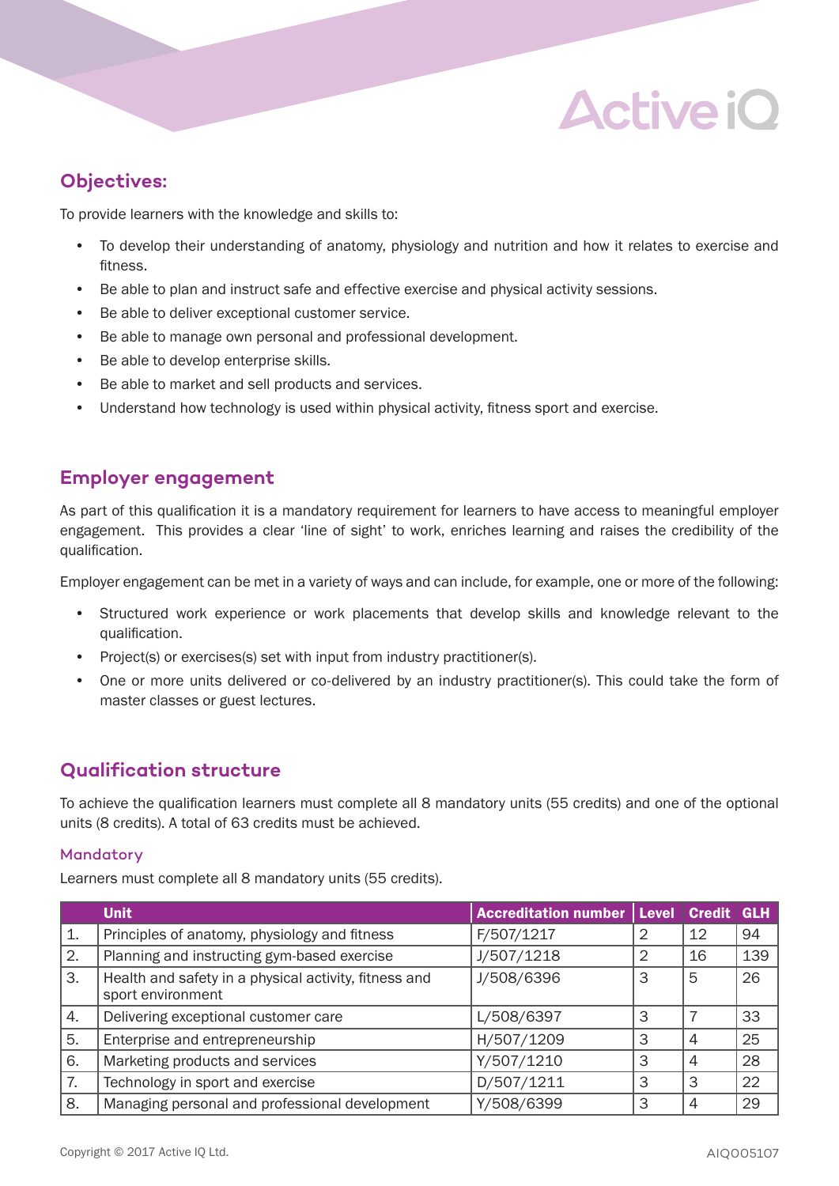## Objectives:

To provide learners with the knowledge and skills to:

- To develop their understanding of anatomy, physiology and nutrition and how it relates to exercise and fitness.
- Be able to plan and instruct safe and effective exercise and physical activity sessions.
- Be able to deliver exceptional customer service.
- Be able to manage own personal and professional development.
- Be able to develop enterprise skills.
- Be able to market and sell products and services.
- Understand how technology is used within physical activity, fitness sport and exercise.

## Employer engagement

As part of this qualification it is a mandatory requirement for learners to have access to meaningful employer engagement. This provides a clear 'line of sight' to work, enriches learning and raises the credibility of the qualification.

Employer engagement can be met in a variety of ways and can include, for example, one or more of the following:

- Structured work experience or work placements that develop skills and knowledge relevant to the qualification.
- Project(s) or exercises(s) set with input from industry practitioner(s).
- One or more units delivered or co-delivered by an industry practitioner(s). This could take the form of master classes or guest lectures.

## Qualification structure

To achieve the qualification learners must complete all 8 mandatory units (55 credits) and one of the optional units (8 credits). A total of 63 credits must be achieved.

### Mandatory

Learners must complete all 8 mandatory units (55 credits).

| | Unit | Accreditation number | Level | Credit | GLH |
|---|---|---|---|---|---|
| 1. | Principles of anatomy, physiology and fitness | F/507/1217 | 2 | 12 | 94 |
| 2. | Planning and instructing gym-based exercise | J/507/1218 | 2 | 16 | 139 |
| 3. | Health and safety in a physical activity, fitness and sport environment | J/508/6396 | 3 | 5 | 26 |
| 4. | Delivering exceptional customer care | L/508/6397 | 3 | 7 | 33 |
| 5. | Enterprise and entrepreneurship | H/507/1209 | 3 | 4 | 25 |
| 6. | Marketing products and services | Y/507/1210 | 3 | 4 | 28 |
| 7. | Technology in sport and exercise | D/507/1211 | 3 | 3 | 22 |
| 8. | Managing personal and professional development | Y/508/6399 | 3 | 4 | 29 |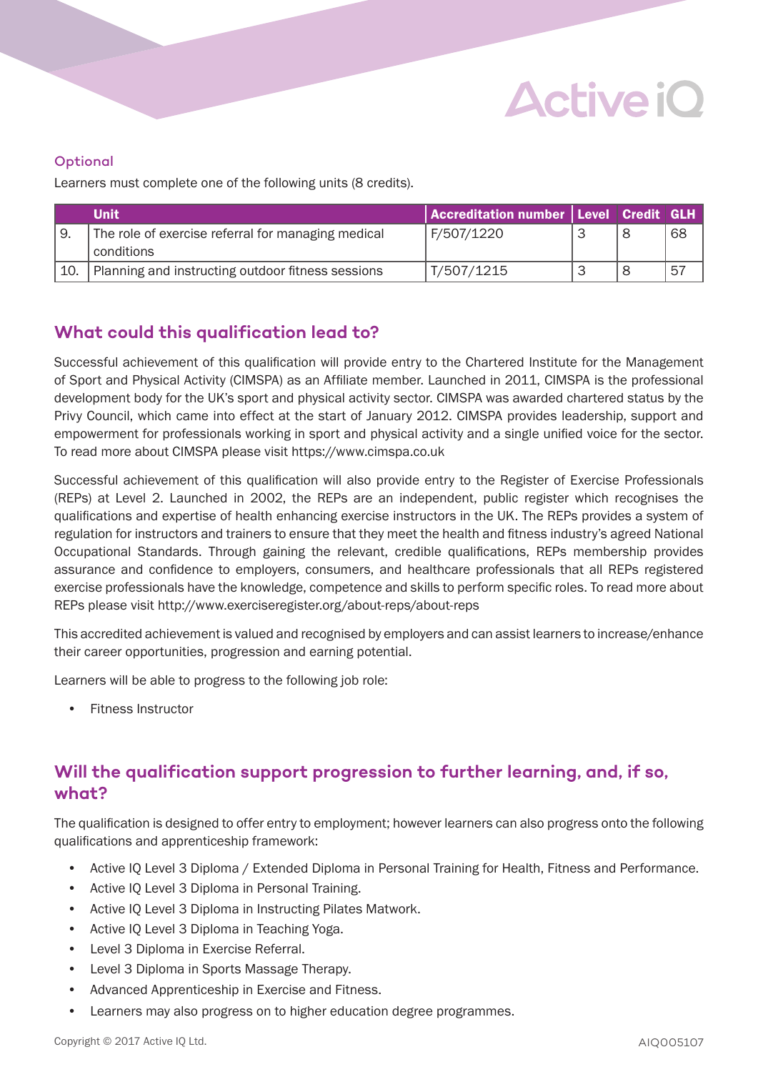### Optional

Learners must complete one of the following units (8 credits).

| | Unit | Accreditation number | Level | Credit | GLH |
|---|---|---|---|---|---|
| 9. | The role of exercise referral for managing medical conditions | F/507/1220 | 3 | 8 | 68 |
| 10. | Planning and instructing outdoor fitness sessions | T/507/1215 | 3 | 8 | 57 |

## What could this qualification lead to?

Successful achievement of this qualification will provide entry to the Chartered Institute for the Management of Sport and Physical Activity (CIMSPA) as an Affiliate member. Launched in 2011, CIMSPA is the professional development body for the UK's sport and physical activity sector. CIMSPA was awarded chartered status by the Privy Council, which came into effect at the start of January 2012. CIMSPA provides leadership, support and empowerment for professionals working in sport and physical activity and a single unified voice for the sector. To read more about CIMSPA please visit https://www.cimspa.co.uk

Successful achievement of this qualification will also provide entry to the Register of Exercise Professionals (REPs) at Level 2. Launched in 2002, the REPs are an independent, public register which recognises the qualifications and expertise of health enhancing exercise instructors in the UK. The REPs provides a system of regulation for instructors and trainers to ensure that they meet the health and fitness industry's agreed National Occupational Standards. Through gaining the relevant, credible qualifications, REPs membership provides assurance and confidence to employers, consumers, and healthcare professionals that all REPs registered exercise professionals have the knowledge, competence and skills to perform specific roles. To read more about REPs please visit http://www.exerciseregister.org/about-reps/about-reps

This accredited achievement is valued and recognised by employers and can assist learners to increase/enhance their career opportunities, progression and earning potential.

Learners will be able to progress to the following job role:

- Fitness Instructor

## Will the qualification support progression to further learning, and, if so, what?

The qualification is designed to offer entry to employment; however learners can also progress onto the following qualifications and apprenticeship framework:

- Active IQ Level 3 Diploma / Extended Diploma in Personal Training for Health, Fitness and Performance.
- Active IQ Level 3 Diploma in Personal Training.
- Active IQ Level 3 Diploma in Instructing Pilates Matwork.
- Active IQ Level 3 Diploma in Teaching Yoga.
- Level 3 Diploma in Exercise Referral.
- Level 3 Diploma in Sports Massage Therapy.
- Advanced Apprenticeship in Exercise and Fitness.
- Learners may also progress on to higher education degree programmes.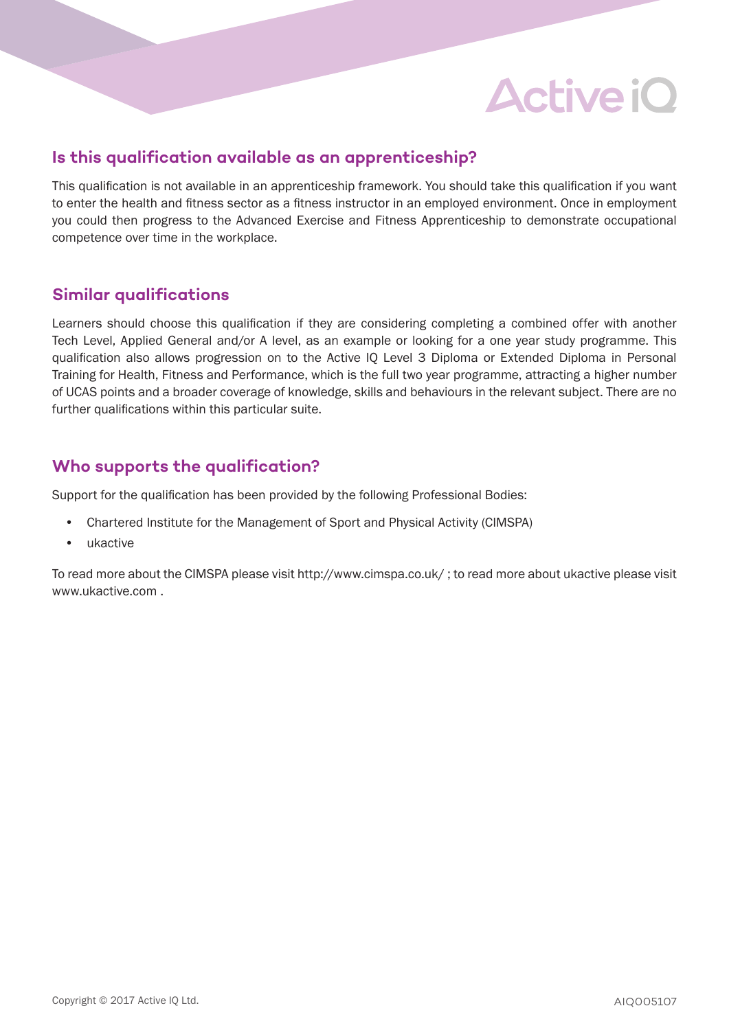## Is this qualification available as an apprenticeship?

This qualification is not available in an apprenticeship framework. You should take this qualification if you want to enter the health and fitness sector as a fitness instructor in an employed environment. Once in employment you could then progress to the Advanced Exercise and Fitness Apprenticeship to demonstrate occupational competence over time in the workplace.

## Similar qualifications

Learners should choose this qualification if they are considering completing a combined offer with another Tech Level, Applied General and/or A level, as an example or looking for a one year study programme. This qualification also allows progression on to the Active IQ Level 3 Diploma or Extended Diploma in Personal Training for Health, Fitness and Performance, which is the full two year programme, attracting a higher number of UCAS points and a broader coverage of knowledge, skills and behaviours in the relevant subject. There are no further qualifications within this particular suite.

## Who supports the qualification?

Support for the qualification has been provided by the following Professional Bodies:

- Chartered Institute for the Management of Sport and Physical Activity (CIMSPA)
- ukactive

To read more about the CIMSPA please visit http://www.cimspa.co.uk/ ; to read more about ukactive please visit www.ukactive.com .

Copyright © 2017 Active IQ Ltd.

AIQ005107